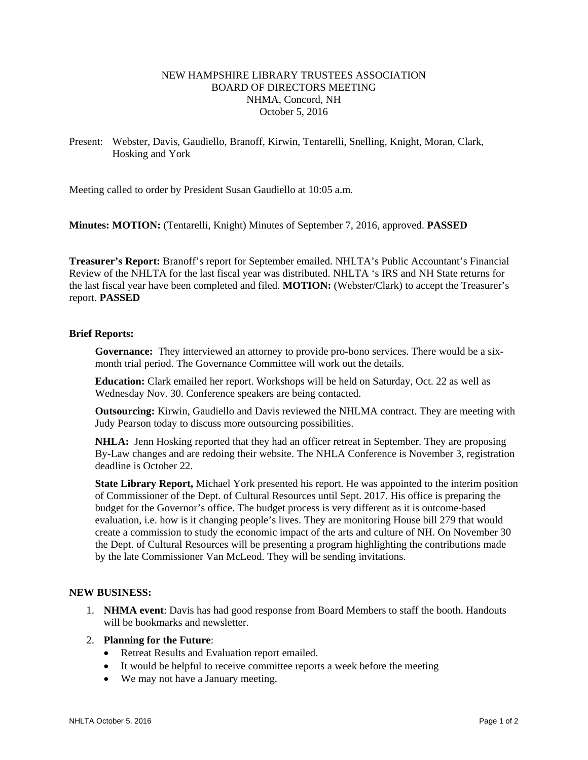NEW HAMPSHIRE LIBRARY TRUSTEES ASSOCIATION
BOARD OF DIRECTORS MEETING
NHMA, Concord, NH
October 5, 2016

Present: Webster, Davis, Gaudiello, Branoff, Kirwin, Tentarelli, Snelling, Knight, Moran, Clark, Hosking and York

Meeting called to order by President Susan Gaudiello at 10:05 a.m.

**Minutes: MOTION:** (Tentarelli, Knight) Minutes of September 7, 2016, approved. **PASSED**

**Treasurer's Report:** Branoff's report for September emailed. NHLTA's Public Accountant's Financial Review of the NHLTA for the last fiscal year was distributed. NHLTA 's IRS and NH State returns for the last fiscal year have been completed and filed. **MOTION:** (Webster/Clark) to accept the Treasurer's report. **PASSED**

**Brief Reports:**

**Governance:** They interviewed an attorney to provide pro-bono services. There would be a six-month trial period. The Governance Committee will work out the details.

**Education:** Clark emailed her report. Workshops will be held on Saturday, Oct. 22 as well as Wednesday Nov. 30. Conference speakers are being contacted.

**Outsourcing:** Kirwin, Gaudiello and Davis reviewed the NHLMA contract. They are meeting with Judy Pearson today to discuss more outsourcing possibilities.

**NHLA:** Jenn Hosking reported that they had an officer retreat in September. They are proposing By-Law changes and are redoing their website. The NHLA Conference is November 3, registration deadline is October 22.

**State Library Report,** Michael York presented his report. He was appointed to the interim position of Commissioner of the Dept. of Cultural Resources until Sept. 2017. His office is preparing the budget for the Governor's office. The budget process is very different as it is outcome-based evaluation, i.e. how is it changing people's lives. They are monitoring House bill 279 that would create a commission to study the economic impact of the arts and culture of NH. On November 30 the Dept. of Cultural Resources will be presenting a program highlighting the contributions made by the late Commissioner Van McLeod. They will be sending invitations.

**NEW BUSINESS:**

1. **NHMA event**: Davis has had good response from Board Members to staff the booth. Handouts will be bookmarks and newsletter.
2. **Planning for the Future**:
   - Retreat Results and Evaluation report emailed.
   - It would be helpful to receive committee reports a week before the meeting
   - We may not have a January meeting.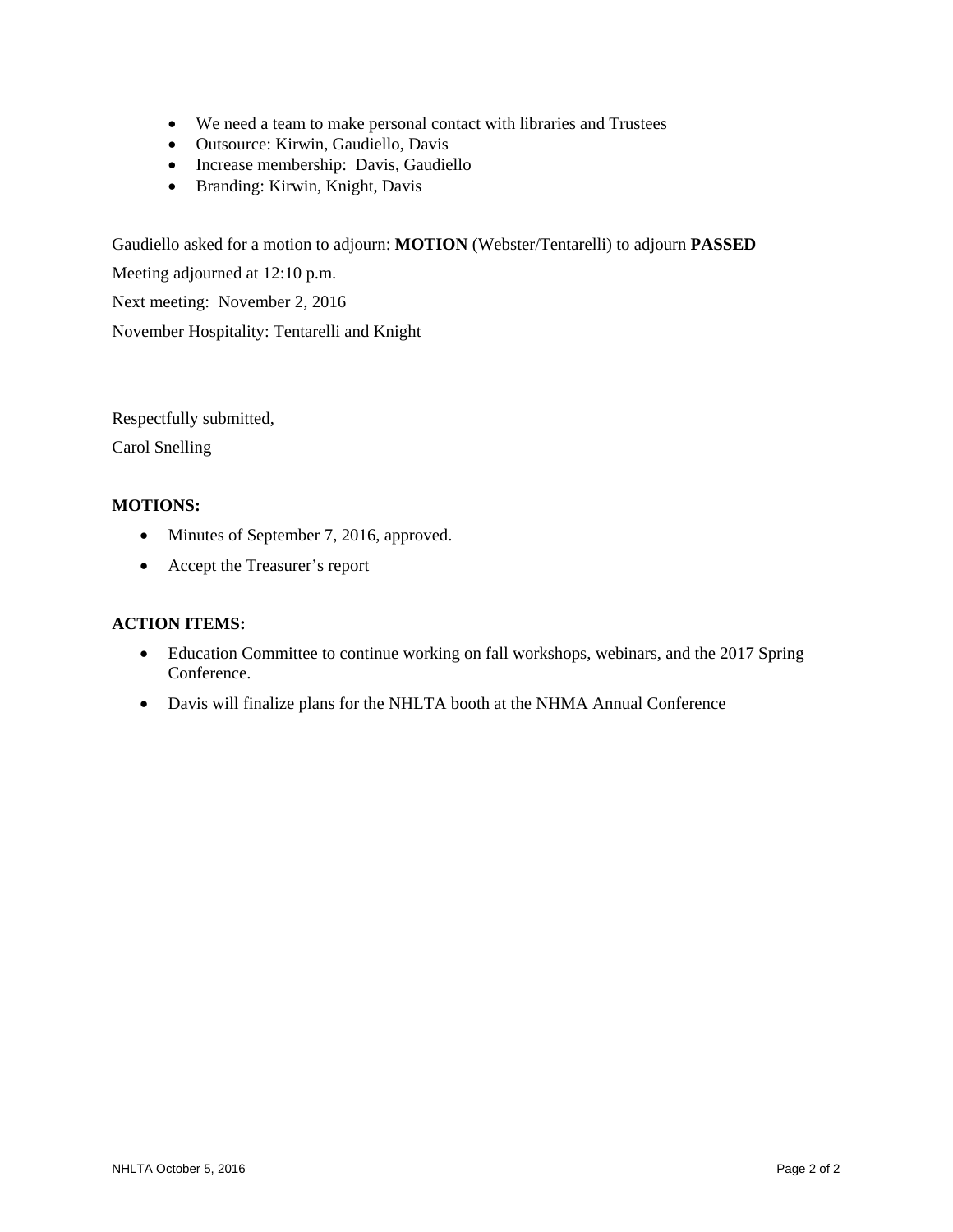- We need a team to make personal contact with libraries and Trustees
- Outsource: Kirwin, Gaudiello, Davis
- Increase membership: Davis, Gaudiello
- Branding: Kirwin, Knight, Davis

Gaudiello asked for a motion to adjourn: **MOTION** (Webster/Tentarelli) to adjourn **PASSED**

Meeting adjourned at 12:10 p.m.

Next meeting: November 2, 2016

November Hospitality: Tentarelli and Knight

Respectfully submitted,

Carol Snelling

**MOTIONS:**

- Minutes of September 7, 2016, approved.
- Accept the Treasurer's report

**ACTION ITEMS:**

- Education Committee to continue working on fall workshops, webinars, and the 2017 Spring Conference.
- Davis will finalize plans for the NHLTA booth at the NHMA Annual Conference